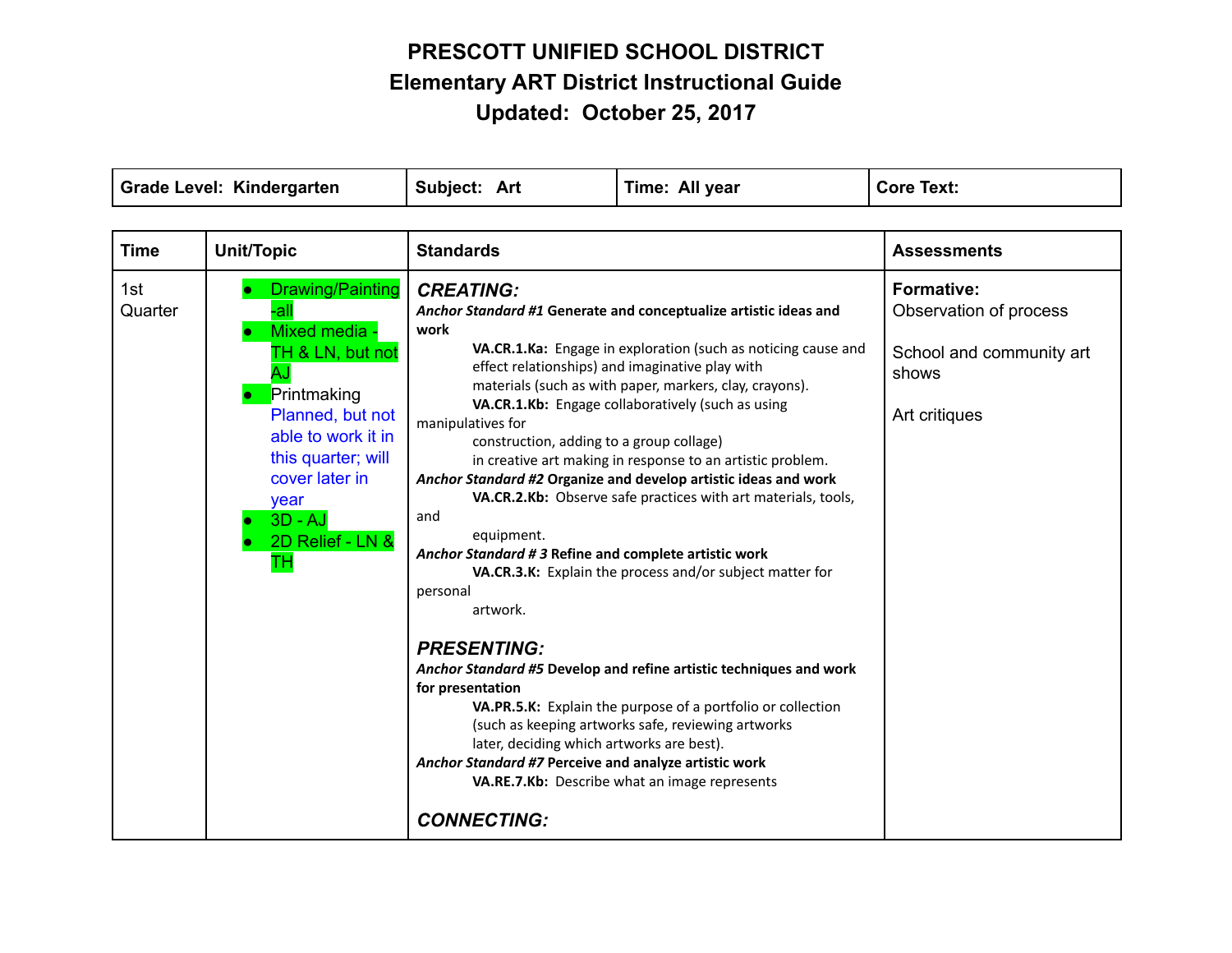# PRESCOTT UNIFIED SCHOOL DISTRICT
## Elementary ART District Instructional Guide
## Updated: October 25, 2017

| **Grade Level: Kindergarten** | **Subject: Art** | **Time: All year** | **Core Text:** |
|---|---|---|---|

| **Time** | **Unit/Topic** | **Standards** | **Assessments** |
|---|---|---|---|
| 1st Quarter | • Drawing/Painting -all<br>• Mixed media - TH & LN, but not AJ<br>• Printmaking Planned, but not able to work it in this quarter; will cover later in year<br>• 3D - AJ<br>• 2D Relief - LN & TH | ***CREATING:***<br>***Anchor Standard #1* Generate and conceptualize artistic ideas and work**<br>**VA.CR.1.Ka:** Engage in exploration (such as noticing cause and effect relationships) and imaginative play with materials (such as with paper, markers, clay, crayons).<br>**VA.CR.1.Kb:** Engage collaboratively (such as using manipulatives for construction, adding to a group collage) in creative art making in response to an artistic problem.<br>***Anchor Standard #2* Organize and develop artistic ideas and work**<br>**VA.CR.2.Kb:** Observe safe practices with art materials, tools, and equipment.<br>***Anchor Standard # 3* Refine and complete artistic work**<br>**VA.CR.3.K:** Explain the process and/or subject matter for personal artwork.<br><br>***PRESENTING:***<br>***Anchor Standard #5* Develop and refine artistic techniques and work for presentation**<br>**VA.PR.5.K:** Explain the purpose of a portfolio or collection (such as keeping artworks safe, reviewing artworks later, deciding which artworks are best).<br>***Anchor Standard #7* Perceive and analyze artistic work**<br>**VA.RE.7.Kb:** Describe what an image represents<br><br>***CONNECTING:*** | **Formative:**<br>Observation of process<br><br>School and community art shows<br><br>Art critiques |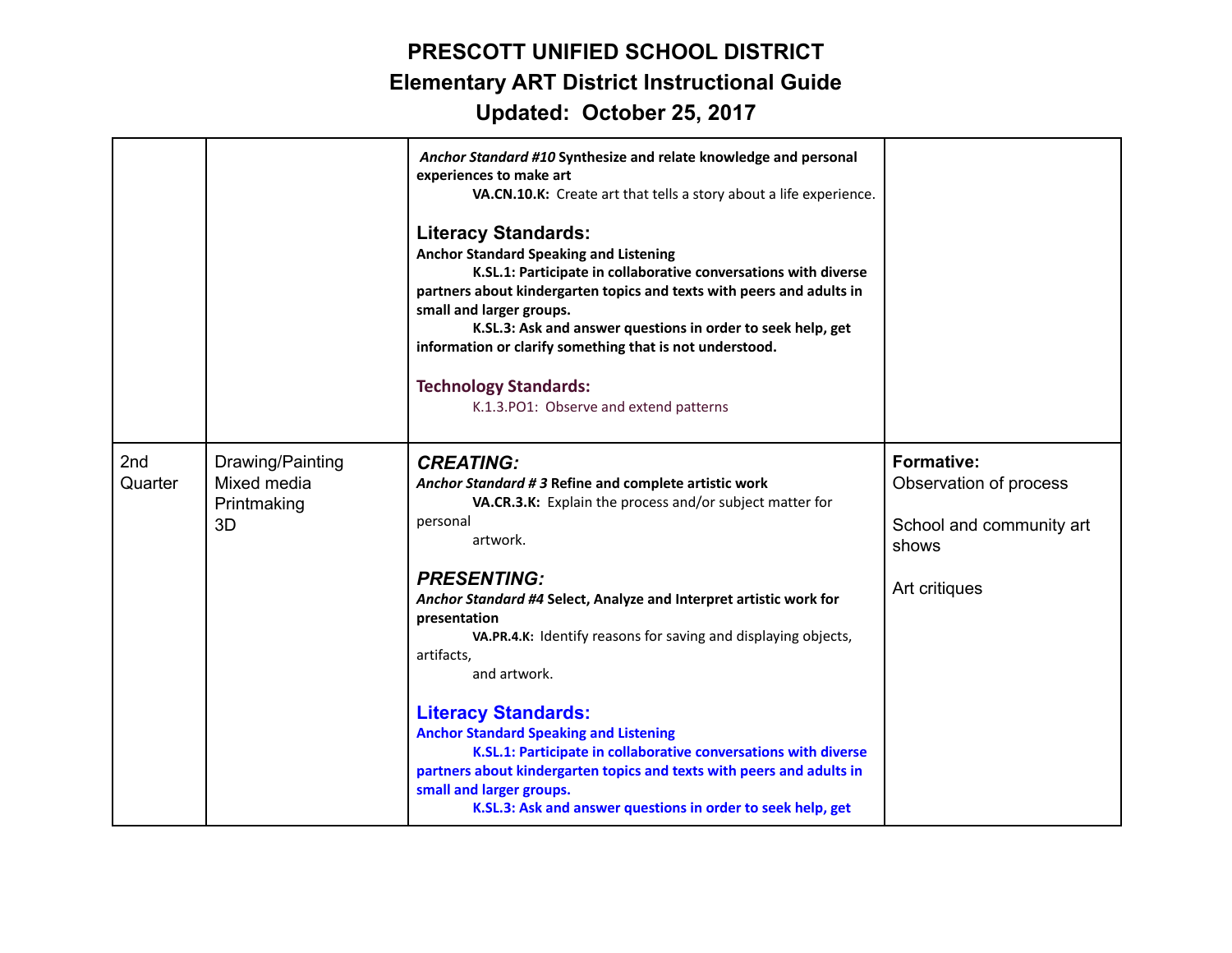# PRESCOTT UNIFIED SCHOOL DISTRICT
## Elementary ART District Instructional Guide
## Updated: October 25, 2017

| | | | |
|---|---|---|---|
| | | ***Anchor Standard #10*** **Synthesize and relate knowledge and personal experiences to make art**<br>**VA.CN.10.K:** Create art that tells a story about a life experience.<br><br>**Literacy Standards:**<br>**Anchor Standard Speaking and Listening**<br>**K.SL.1: Participate in collaborative conversations with diverse partners about kindergarten topics and texts with peers and adults in small and larger groups.**<br>**K.SL.3: Ask and answer questions in order to seek help, get information or clarify something that is not understood.**<br><br>**Technology Standards:**<br>K.1.3.PO1: Observe and extend patterns | |
| 2nd Quarter | Drawing/Painting<br>Mixed media<br>Printmaking<br>3D | ***CREATING:***<br>***Anchor Standard # 3*** **Refine and complete artistic work**<br>**VA.CR.3.K:** Explain the process and/or subject matter for personal artwork.<br><br>***PRESENTING:***<br>***Anchor Standard #4*** **Select, Analyze and Interpret artistic work for presentation**<br>**VA.PR.4.K:** Identify reasons for saving and displaying objects, artifacts, and artwork.<br><br>**Literacy Standards:**<br>**Anchor Standard Speaking and Listening**<br>**K.SL.1: Participate in collaborative conversations with diverse partners about kindergarten topics and texts with peers and adults in small and larger groups.**<br>**K.SL.3: Ask and answer questions in order to seek help, get** | **Formative:**<br>Observation of process<br><br>School and community art shows<br><br>Art critiques |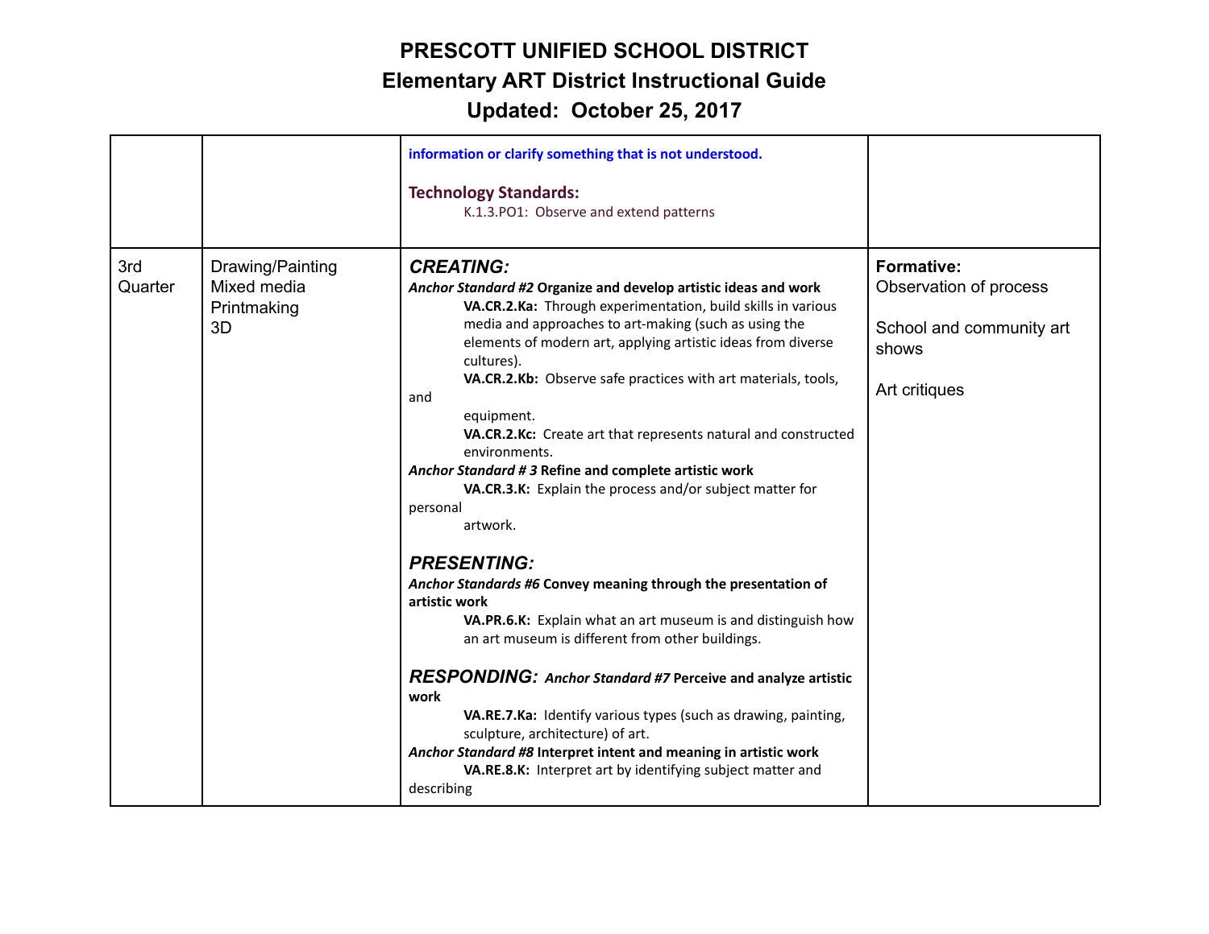# PRESCOTT UNIFIED SCHOOL DISTRICT
## Elementary ART District Instructional Guide
## Updated: October 25, 2017

| | | | |
|---|---|---|---|
| | | **information or clarify something that is not understood.**<br><br>**Technology Standards:**<br>K.1.3.PO1: Observe and extend patterns | |
| 3rd Quarter | Drawing/Painting<br>Mixed media<br>Printmaking<br>3D | ***CREATING:***<br>***Anchor Standard #2* Organize and develop artistic ideas and work**<br>**VA.CR.2.Ka:** Through experimentation, build skills in various media and approaches to art-making (such as using the elements of modern art, applying artistic ideas from diverse cultures).<br>**VA.CR.2.Kb:** Observe safe practices with art materials, tools, and equipment.<br>**VA.CR.2.Kc:** Create art that represents natural and constructed environments.<br>***Anchor Standard # 3* Refine and complete artistic work**<br>**VA.CR.3.K:** Explain the process and/or subject matter for personal artwork.<br><br>***PRESENTING:***<br>***Anchor Standards #6* Convey meaning through the presentation of artistic work**<br>**VA.PR.6.K:** Explain what an art museum is and distinguish how an art museum is different from other buildings.<br><br>***RESPONDING:*** ***Anchor Standard #7* Perceive and analyze artistic work**<br>**VA.RE.7.Ka:** Identify various types (such as drawing, painting, sculpture, architecture) of art.<br>***Anchor Standard #8* Interpret intent and meaning in artistic work**<br>**VA.RE.8.K:** Interpret art by identifying subject matter and describing | **Formative:**<br>Observation of process<br><br>School and community art shows<br><br>Art critiques |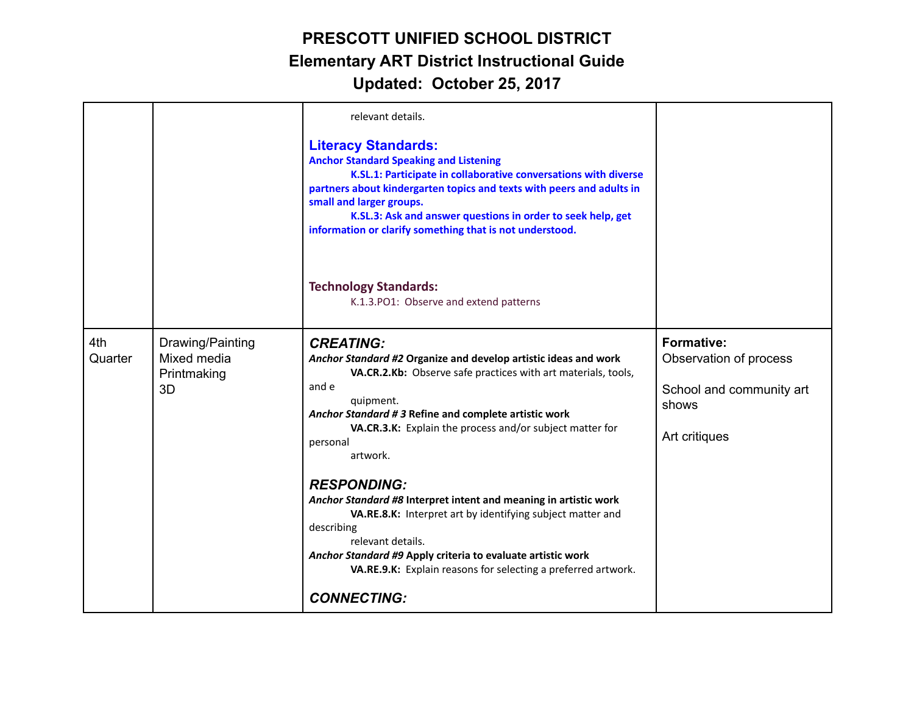# PRESCOTT UNIFIED SCHOOL DISTRICT
## Elementary ART District Instructional Guide
### Updated: October 25, 2017

| | | | |
|---|---|---|---|
| | | relevant details.<br><br>**Literacy Standards:**<br>**Anchor Standard Speaking and Listening**<br>**K.SL.1: Participate in collaborative conversations with diverse partners about kindergarten topics and texts with peers and adults in small and larger groups.**<br>**K.SL.3: Ask and answer questions in order to seek help, get information or clarify something that is not understood.**<br><br>**Technology Standards:**<br>K.1.3.PO1: Observe and extend patterns | |
| 4th Quarter | Drawing/Painting<br>Mixed media<br>Printmaking<br>3D | ***CREATING:***<br>***Anchor Standard #2*** **Organize and develop artistic ideas and work**<br>**VA.CR.2.Kb:** Observe safe practices with art materials, tools, and e quipment.<br>***Anchor Standard # 3*** **Refine and complete artistic work**<br>**VA.CR.3.K:** Explain the process and/or subject matter for personal artwork.<br><br>***RESPONDING:***<br>***Anchor Standard #8*** **Interpret intent and meaning in artistic work**<br>**VA.RE.8.K:** Interpret art by identifying subject matter and describing relevant details.<br>***Anchor Standard #9*** **Apply criteria to evaluate artistic work**<br>**VA.RE.9.K:** Explain reasons for selecting a preferred artwork.<br><br>***CONNECTING:*** | **Formative:**<br>Observation of process<br><br>School and community art shows<br><br>Art critiques |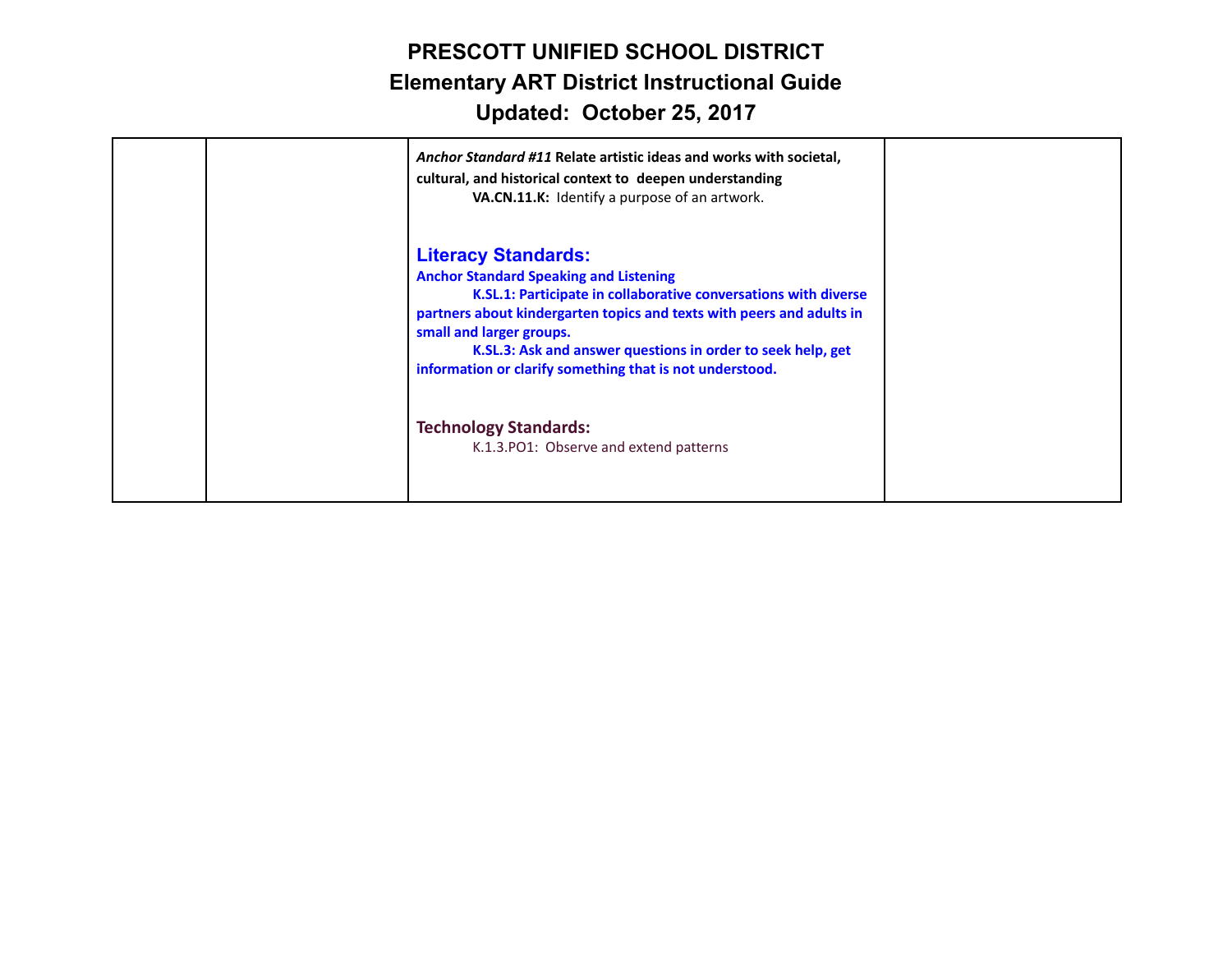# PRESCOTT UNIFIED SCHOOL DISTRICT
## Elementary ART District Instructional Guide
## Updated: October 25, 2017

| | | | |
|---|---|---|---|
| | | ***Anchor Standard #11*** **Relate artistic ideas and works with societal, cultural, and historical context to deepen understanding**<br>**VA.CN.11.K:** Identify a purpose of an artwork.<br><br>**Literacy Standards:**<br>**Anchor Standard Speaking and Listening**<br>**K.SL.1: Participate in collaborative conversations with diverse partners about kindergarten topics and texts with peers and adults in small and larger groups.**<br>**K.SL.3: Ask and answer questions in order to seek help, get information or clarify something that is not understood.**<br><br>**Technology Standards:**<br>K.1.3.PO1: Observe and extend patterns | |